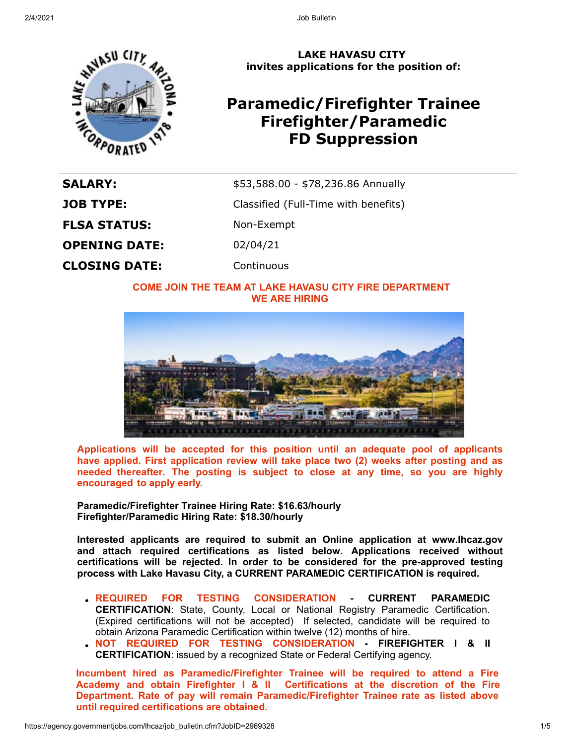**LAKE HAVASU CITY**
**invites applications for the position of:**

# Paramedic/Firefighter Trainee Firefighter/Paramedic FD Suppression

| | |
|---|---|
| **SALARY:** | $53,588.00 - $78,236.86 Annually |
| **JOB TYPE:** | Classified (Full-Time with benefits) |
| **FLSA STATUS:** | Non-Exempt |
| **OPENING DATE:** | 02/04/21 |
| **CLOSING DATE:** | Continuous |

**COME JOIN THE TEAM AT LAKE HAVASU CITY FIRE DEPARTMENT**
**WE ARE HIRING**

**Applications will be accepted for this position until an adequate pool of applicants have applied. First application review will take place two (2) weeks after posting and as needed thereafter. The posting is subject to close at any time, so you are highly encouraged to apply early.**

**Paramedic/Firefighter Trainee Hiring Rate: $16.63/hourly**
**Firefighter/Paramedic Hiring Rate: $18.30/hourly**

**Interested applicants are required to submit an Online application at www.lhcaz.gov and attach required certifications as listed below. Applications received without certifications will be rejected. In order to be considered for the pre-approved testing process with Lake Havasu City, a CURRENT PARAMEDIC CERTIFICATION is required.**

- **REQUIRED FOR TESTING CONSIDERATION - CURRENT PARAMEDIC CERTIFICATION**: State, County, Local or National Registry Paramedic Certification. (Expired certifications will not be accepted) If selected, candidate will be required to obtain Arizona Paramedic Certification within twelve (12) months of hire.
- **NOT REQUIRED FOR TESTING CONSIDERATION - FIREFIGHTER I & II CERTIFICATION**: issued by a recognized State or Federal Certifying agency.

**Incumbent hired as Paramedic/Firefighter Trainee will be required to attend a Fire Academy and obtain Firefighter I & II Certifications at the discretion of the Fire Department. Rate of pay will remain Paramedic/Firefighter Trainee rate as listed above until required certifications are obtained.**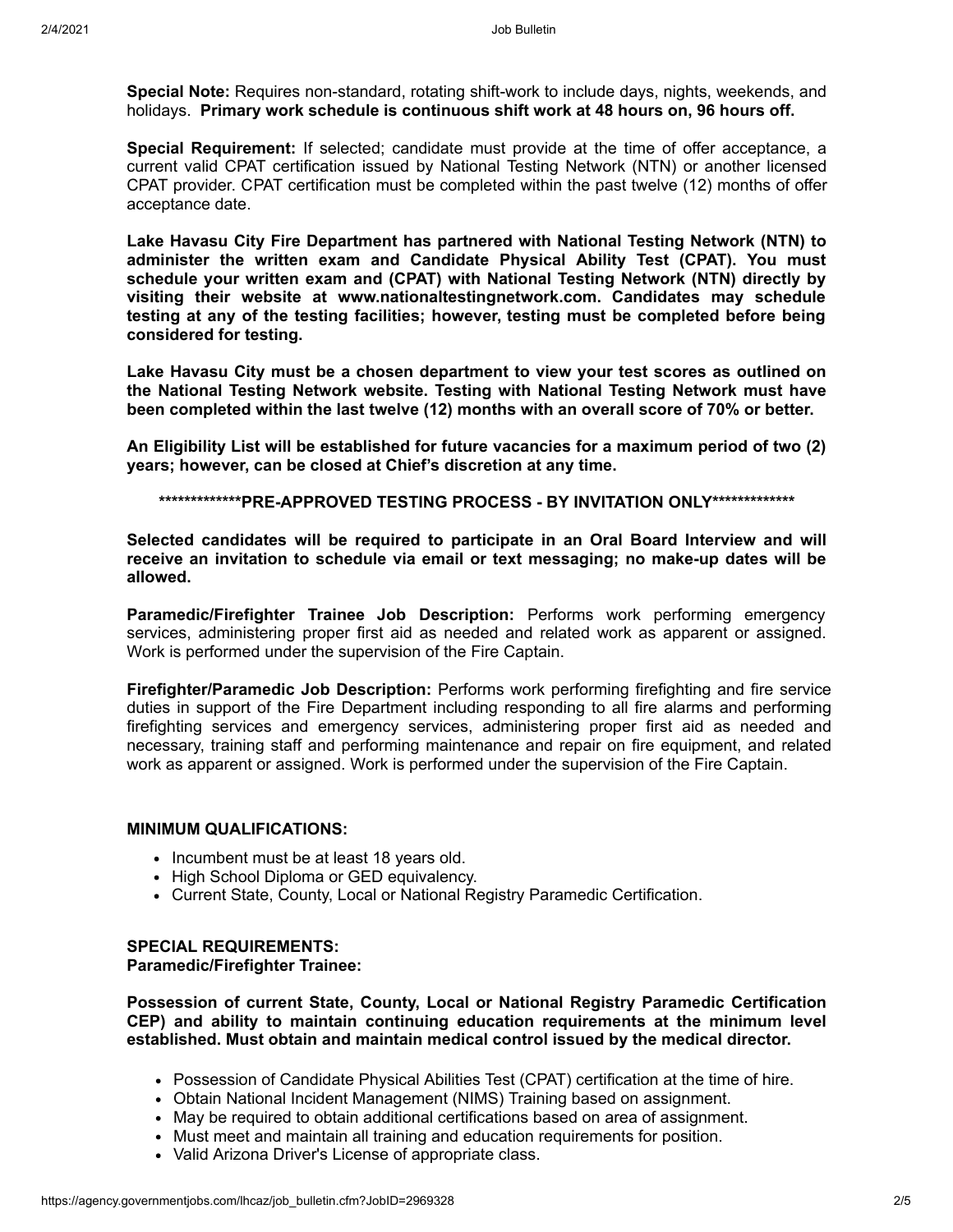**Special Note:** Requires non-standard, rotating shift-work to include days, nights, weekends, and holidays. **Primary work schedule is continuous shift work at 48 hours on, 96 hours off.**

**Special Requirement:** If selected; candidate must provide at the time of offer acceptance, a current valid CPAT certification issued by National Testing Network (NTN) or another licensed CPAT provider. CPAT certification must be completed within the past twelve (12) months of offer acceptance date.

**Lake Havasu City Fire Department has partnered with National Testing Network (NTN) to administer the written exam and Candidate Physical Ability Test (CPAT). You must schedule your written exam and (CPAT) with National Testing Network (NTN) directly by visiting their website at www.nationaltestingnetwork.com. Candidates may schedule testing at any of the testing facilities; however, testing must be completed before being considered for testing.**

**Lake Havasu City must be a chosen department to view your test scores as outlined on the National Testing Network website. Testing with National Testing Network must have been completed within the last twelve (12) months with an overall score of 70% or better.**

**An Eligibility List will be established for future vacancies for a maximum period of two (2) years; however, can be closed at Chief's discretion at any time.**

**\*\*\*\*\*\*\*\*\*\*\*\*\*PRE-APPROVED TESTING PROCESS - BY INVITATION ONLY\*\*\*\*\*\*\*\*\*\*\*\*\***

**Selected candidates will be required to participate in an Oral Board Interview and will receive an invitation to schedule via email or text messaging; no make-up dates will be allowed.**

**Paramedic/Firefighter Trainee Job Description:** Performs work performing emergency services, administering proper first aid as needed and related work as apparent or assigned. Work is performed under the supervision of the Fire Captain.

**Firefighter/Paramedic Job Description:** Performs work performing firefighting and fire service duties in support of the Fire Department including responding to all fire alarms and performing firefighting services and emergency services, administering proper first aid as needed and necessary, training staff and performing maintenance and repair on fire equipment, and related work as apparent or assigned. Work is performed under the supervision of the Fire Captain.

**MINIMUM QUALIFICATIONS:**

- Incumbent must be at least 18 years old.
- High School Diploma or GED equivalency.
- Current State, County, Local or National Registry Paramedic Certification.

**SPECIAL REQUIREMENTS:**
**Paramedic/Firefighter Trainee:**

**Possession of current State, County, Local or National Registry Paramedic Certification CEP) and ability to maintain continuing education requirements at the minimum level established. Must obtain and maintain medical control issued by the medical director.**

- Possession of Candidate Physical Abilities Test (CPAT) certification at the time of hire.
- Obtain National Incident Management (NIMS) Training based on assignment.
- May be required to obtain additional certifications based on area of assignment.
- Must meet and maintain all training and education requirements for position.
- Valid Arizona Driver's License of appropriate class.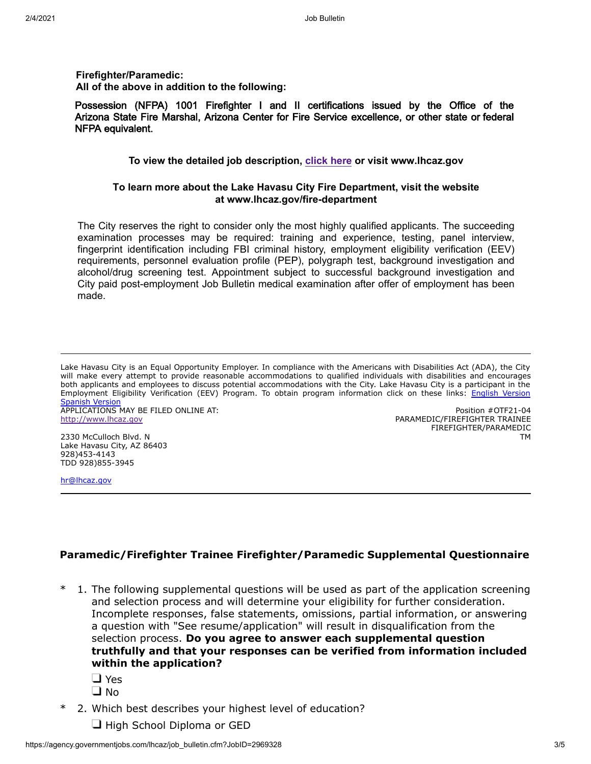**Firefighter/Paramedic:**
**All of the above in addition to the following:**

Possession (NFPA) 1001 Firefighter I and II certifications issued by the Office of the Arizona State Fire Marshal, Arizona Center for Fire Service excellence, or other state or federal NFPA equivalent.

**To view the detailed job description, click here or visit www.lhcaz.gov**

**To learn more about the Lake Havasu City Fire Department, visit the website at www.lhcaz.gov/fire-department**

The City reserves the right to consider only the most highly qualified applicants. The succeeding examination processes may be required: training and experience, testing, panel interview, fingerprint identification including FBI criminal history, employment eligibility verification (EEV) requirements, personnel evaluation profile (PEP), polygraph test, background investigation and alcohol/drug screening test. Appointment subject to successful background investigation and City paid post-employment Job Bulletin medical examination after offer of employment has been made.

---

Lake Havasu City is an Equal Opportunity Employer. In compliance with the Americans with Disabilities Act (ADA), the City will make every attempt to provide reasonable accommodations to qualified individuals with disabilities and encourages both applicants and employees to discuss potential accommodations with the City. Lake Havasu City is a participant in the Employment Eligibility Verification (EEV) Program. To obtain program information click on these links: English Version Spanish Version

APPLICATIONS MAY BE FILED ONLINE AT:
http://www.lhcaz.gov

2330 McCulloch Blvd. N
Lake Havasu City, AZ 86403
928)453-4143
TDD 928)855-3945

hr@lhcaz.gov

Position #OTF21-04
PARAMEDIC/FIREFIGHTER TRAINEE
FIREFIGHTER/PARAMEDIC
TM

---

## Paramedic/Firefighter Trainee Firefighter/Paramedic Supplemental Questionnaire

\* 1. The following supplemental questions will be used as part of the application screening and selection process and will determine your eligibility for further consideration. Incomplete responses, false statements, omissions, partial information, or answering a question with "See resume/application" will result in disqualification from the selection process. **Do you agree to answer each supplemental question truthfully and that your responses can be verified from information included within the application?**

- ❑ Yes
- ❑ No

\* 2. Which best describes your highest level of education?

- ❑ High School Diploma or GED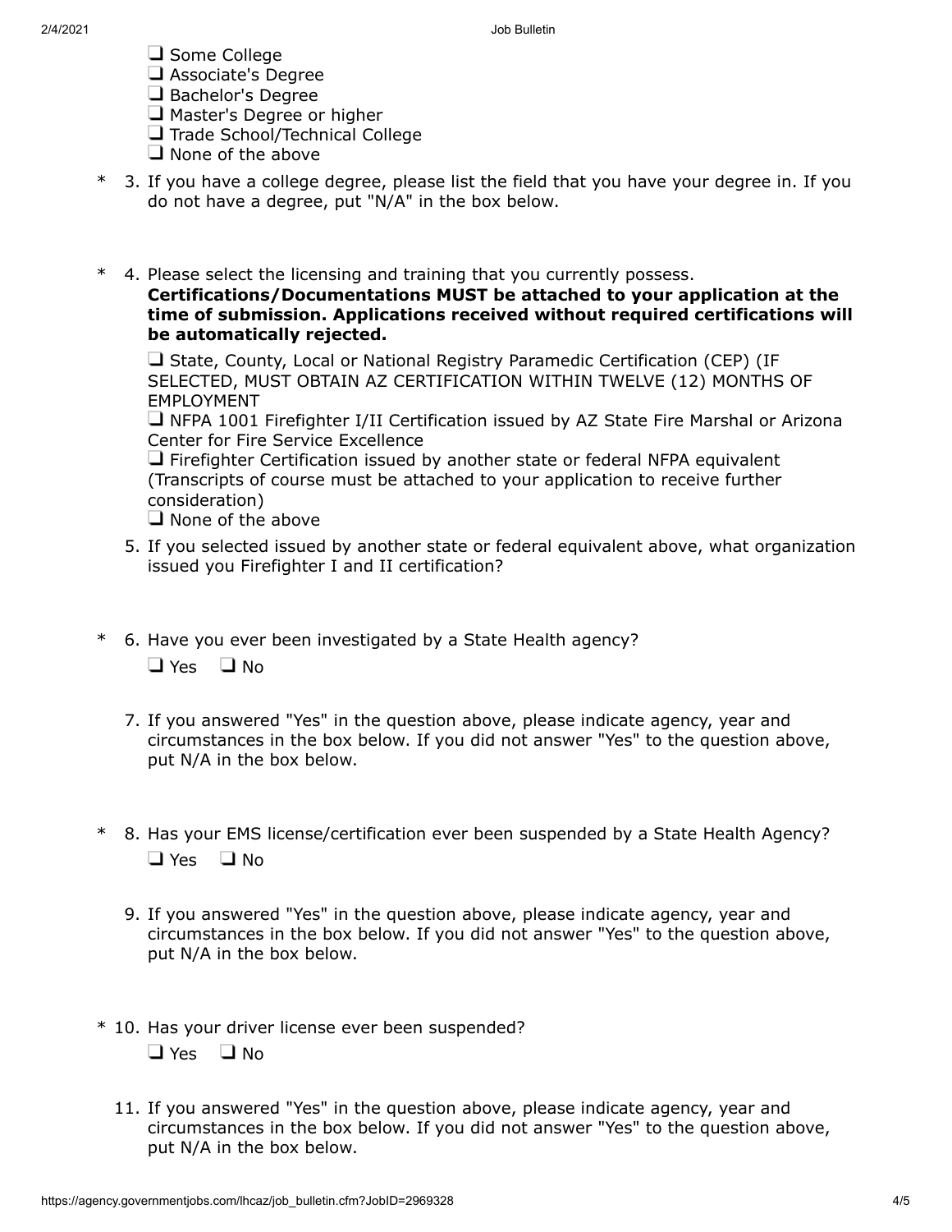❑ Some College
❑ Associate's Degree
❑ Bachelor's Degree
❑ Master's Degree or higher
❑ Trade School/Technical College
❑ None of the above

\* 3. If you have a college degree, please list the field that you have your degree in. If you do not have a degree, put "N/A" in the box below.

\* 4. Please select the licensing and training that you currently possess.
**Certifications/Documentations MUST be attached to your application at the time of submission. Applications received without required certifications will be automatically rejected.**

❑ State, County, Local or National Registry Paramedic Certification (CEP) (IF SELECTED, MUST OBTAIN AZ CERTIFICATION WITHIN TWELVE (12) MONTHS OF EMPLOYMENT
❑ NFPA 1001 Firefighter I/II Certification issued by AZ State Fire Marshal or Arizona Center for Fire Service Excellence
❑ Firefighter Certification issued by another state or federal NFPA equivalent (Transcripts of course must be attached to your application to receive further consideration)
❑ None of the above

5. If you selected issued by another state or federal equivalent above, what organization issued you Firefighter I and II certification?

\* 6. Have you ever been investigated by a State Health agency?
❑ Yes ❑ No

7. If you answered "Yes" in the question above, please indicate agency, year and circumstances in the box below. If you did not answer "Yes" to the question above, put N/A in the box below.

\* 8. Has your EMS license/certification ever been suspended by a State Health Agency?
❑ Yes ❑ No

9. If you answered "Yes" in the question above, please indicate agency, year and circumstances in the box below. If you did not answer "Yes" to the question above, put N/A in the box below.

\* 10. Has your driver license ever been suspended?
❑ Yes ❑ No

11. If you answered "Yes" in the question above, please indicate agency, year and circumstances in the box below. If you did not answer "Yes" to the question above, put N/A in the box below.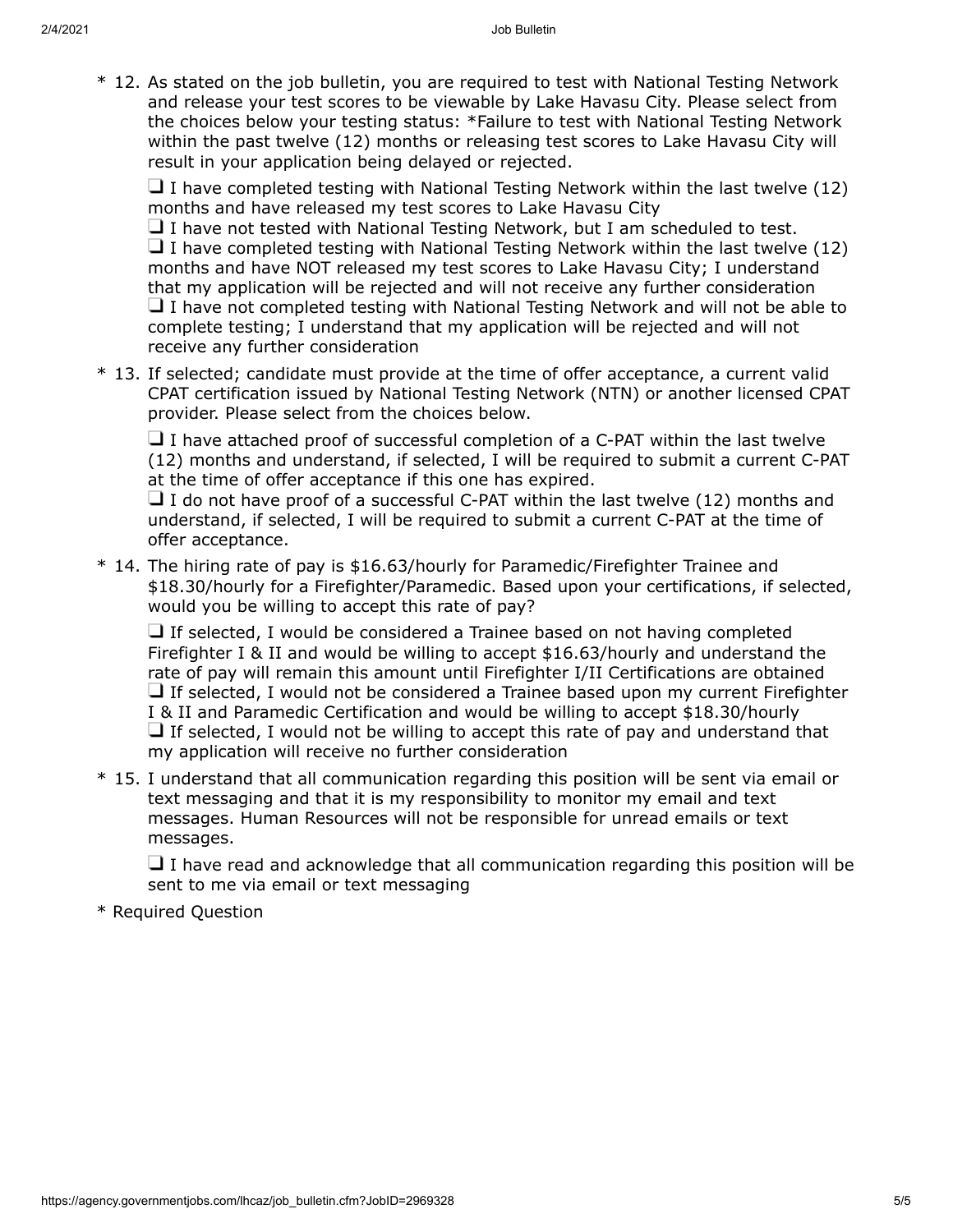\* 12. As stated on the job bulletin, you are required to test with National Testing Network and release your test scores to be viewable by Lake Havasu City. Please select from the choices below your testing status: *Failure to test with National Testing Network within the past twelve (12) months or releasing test scores to Lake Havasu City will result in your application being delayed or rejected.

- ❑ I have completed testing with National Testing Network within the last twelve (12) months and have released my test scores to Lake Havasu City
- ❑ I have not tested with National Testing Network, but I am scheduled to test.
- ❑ I have completed testing with National Testing Network within the last twelve (12) months and have NOT released my test scores to Lake Havasu City; I understand that my application will be rejected and will not receive any further consideration
- ❑ I have not completed testing with National Testing Network and will not be able to complete testing; I understand that my application will be rejected and will not receive any further consideration

\* 13. If selected; candidate must provide at the time of offer acceptance, a current valid CPAT certification issued by National Testing Network (NTN) or another licensed CPAT provider. Please select from the choices below.

- ❑ I have attached proof of successful completion of a C-PAT within the last twelve (12) months and understand, if selected, I will be required to submit a current C-PAT at the time of offer acceptance if this one has expired.
- ❑ I do not have proof of a successful C-PAT within the last twelve (12) months and understand, if selected, I will be required to submit a current C-PAT at the time of offer acceptance.

\* 14. The hiring rate of pay is $16.63/hourly for Paramedic/Firefighter Trainee and $18.30/hourly for a Firefighter/Paramedic. Based upon your certifications, if selected, would you be willing to accept this rate of pay?

- ❑ If selected, I would be considered a Trainee based on not having completed Firefighter I & II and would be willing to accept $16.63/hourly and understand the rate of pay will remain this amount until Firefighter I/II Certifications are obtained
- ❑ If selected, I would not be considered a Trainee based upon my current Firefighter I & II and Paramedic Certification and would be willing to accept $18.30/hourly
- ❑ If selected, I would not be willing to accept this rate of pay and understand that my application will receive no further consideration

\* 15. I understand that all communication regarding this position will be sent via email or text messaging and that it is my responsibility to monitor my email and text messages. Human Resources will not be responsible for unread emails or text messages.

- ❑ I have read and acknowledge that all communication regarding this position will be sent to me via email or text messaging

\* Required Question